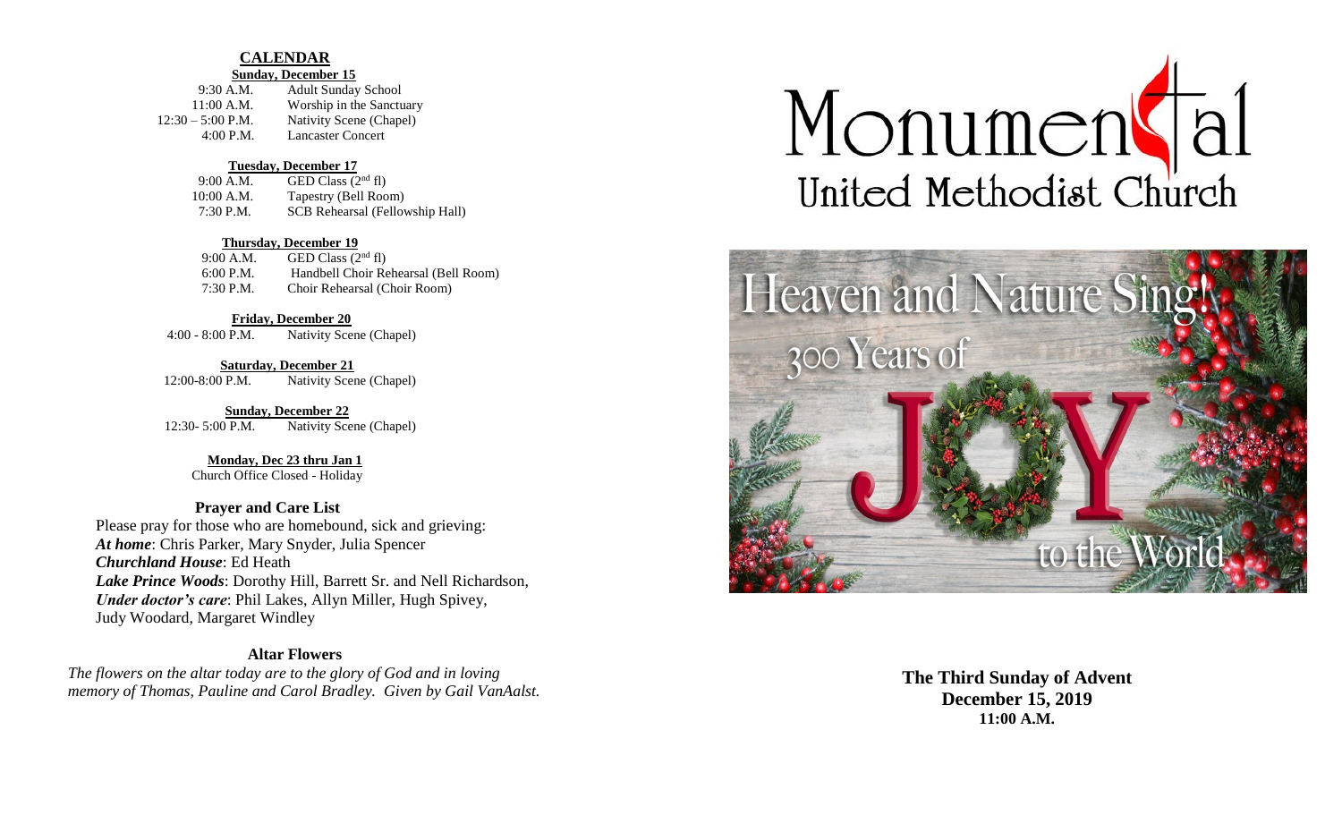## CALENDAR

**Sunday, December 15**

| | |
|---|---|
| 9:30 A.M. | Adult Sunday School |
| 11:00 A.M. | Worship in the Sanctuary |
| 12:30 – 5:00 P.M. | Nativity Scene (Chapel) |
| 4:00 P.M. | Lancaster Concert |

**Tuesday, December 17**

| | |
|---|---|
| 9:00 A.M. | GED Class (2nd fl) |
| 10:00 A.M. | Tapestry (Bell Room) |
| 7:30 P.M. | SCB Rehearsal (Fellowship Hall) |

**Thursday, December 19**

| | |
|---|---|
| 9:00 A.M. | GED Class (2nd fl) |
| 6:00 P.M. | Handbell Choir Rehearsal (Bell Room) |
| 7:30 P.M. | Choir Rehearsal (Choir Room) |

**Friday, December 20**

| | |
|---|---|
| 4:00 - 8:00 P.M. | Nativity Scene (Chapel) |

**Saturday, December 21**

| | |
|---|---|
| 12:00-8:00 P.M. | Nativity Scene (Chapel) |

**Sunday, December 22**

| | |
|---|---|
| 12:30- 5:00 P.M. | Nativity Scene (Chapel) |

**Monday, Dec 23 thru Jan 1**

Church Office Closed - Holiday

### Prayer and Care List

Please pray for those who are homebound, sick and grieving:
***At home***: Chris Parker, Mary Snyder, Julia Spencer
***Churchland House***: Ed Heath
***Lake Prince Woods***: Dorothy Hill, Barrett Sr. and Nell Richardson,
***Under doctor's care***: Phil Lakes, Allyn Miller, Hugh Spivey, Judy Woodard, Margaret Windley

### Altar Flowers

*The flowers on the altar today are to the glory of God and in loving memory of Thomas, Pauline and Carol Bradley. Given by Gail VanAalst.*

# Monumental United Methodist Church

Heaven and Nature Sing! 300 Years of JOY to the World

**The Third Sunday of Advent**
**December 15, 2019**
**11:00 A.M.**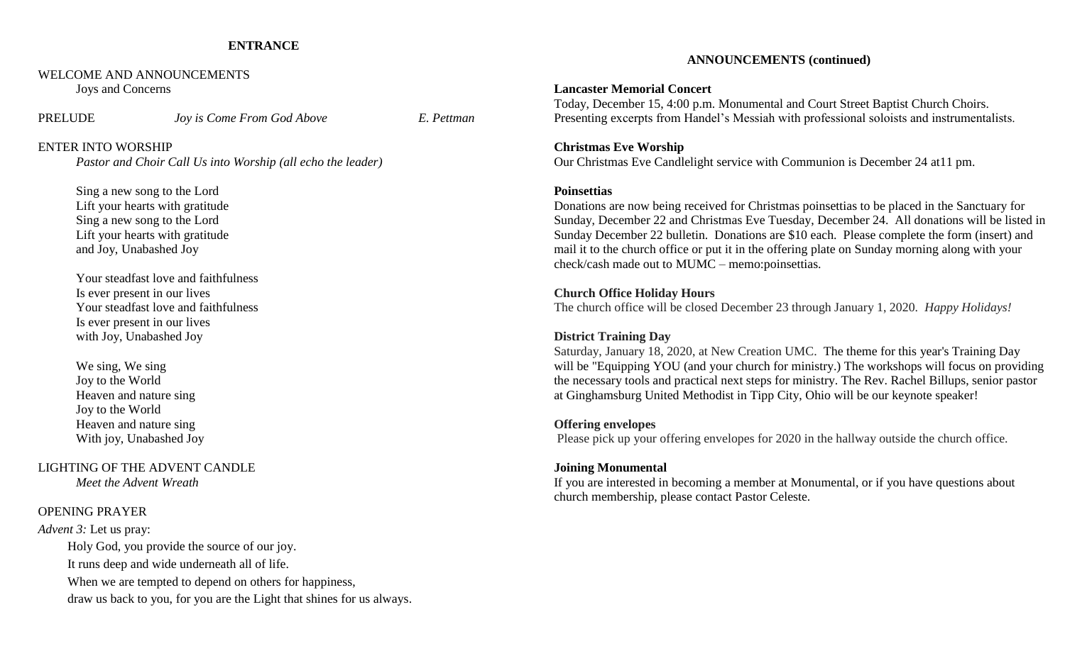## ENTRANCE

WELCOME AND ANNOUNCEMENTS
Joys and Concerns

PRELUDE *Joy is Come From God Above* *E. Pettman*

ENTER INTO WORSHIP
*Pastor and Choir Call Us into Worship (all echo the leader)*

Sing a new song to the Lord
Lift your hearts with gratitude
Sing a new song to the Lord
Lift your hearts with gratitude
and Joy, Unabashed Joy

Your steadfast love and faithfulness
Is ever present in our lives
Your steadfast love and faithfulness
Is ever present in our lives
with Joy, Unabashed Joy

We sing, We sing
Joy to the World
Heaven and nature sing
Joy to the World
Heaven and nature sing
With joy, Unabashed Joy

LIGHTING OF THE ADVENT CANDLE
*Meet the Advent Wreath*

OPENING PRAYER

*Advent 3:* Let us pray:

Holy God, you provide the source of our joy.
It runs deep and wide underneath all of life.
When we are tempted to depend on others for happiness,
draw us back to you, for you are the Light that shines for us always.

## ANNOUNCEMENTS (continued)

**Lancaster Memorial Concert**
Today, December 15, 4:00 p.m. Monumental and Court Street Baptist Church Choirs. Presenting excerpts from Handel's Messiah with professional soloists and instrumentalists.

**Christmas Eve Worship**
Our Christmas Eve Candlelight service with Communion is December 24 at11 pm.

**Poinsettias**
Donations are now being received for Christmas poinsettias to be placed in the Sanctuary for Sunday, December 22 and Christmas Eve Tuesday, December 24. All donations will be listed in Sunday December 22 bulletin. Donations are $10 each. Please complete the form (insert) and mail it to the church office or put it in the offering plate on Sunday morning along with your check/cash made out to MUMC – memo:poinsettias.

**Church Office Holiday Hours**
The church office will be closed December 23 through January 1, 2020. *Happy Holidays!*

**District Training Day**
Saturday, January 18, 2020, at New Creation UMC. The theme for this year's Training Day will be "Equipping YOU (and your church for ministry.) The workshops will focus on providing the necessary tools and practical next steps for ministry. The Rev. Rachel Billups, senior pastor at Ginghamsburg United Methodist in Tipp City, Ohio will be our keynote speaker!

**Offering envelopes**
Please pick up your offering envelopes for 2020 in the hallway outside the church office.

**Joining Monumental**
If you are interested in becoming a member at Monumental, or if you have questions about church membership, please contact Pastor Celeste.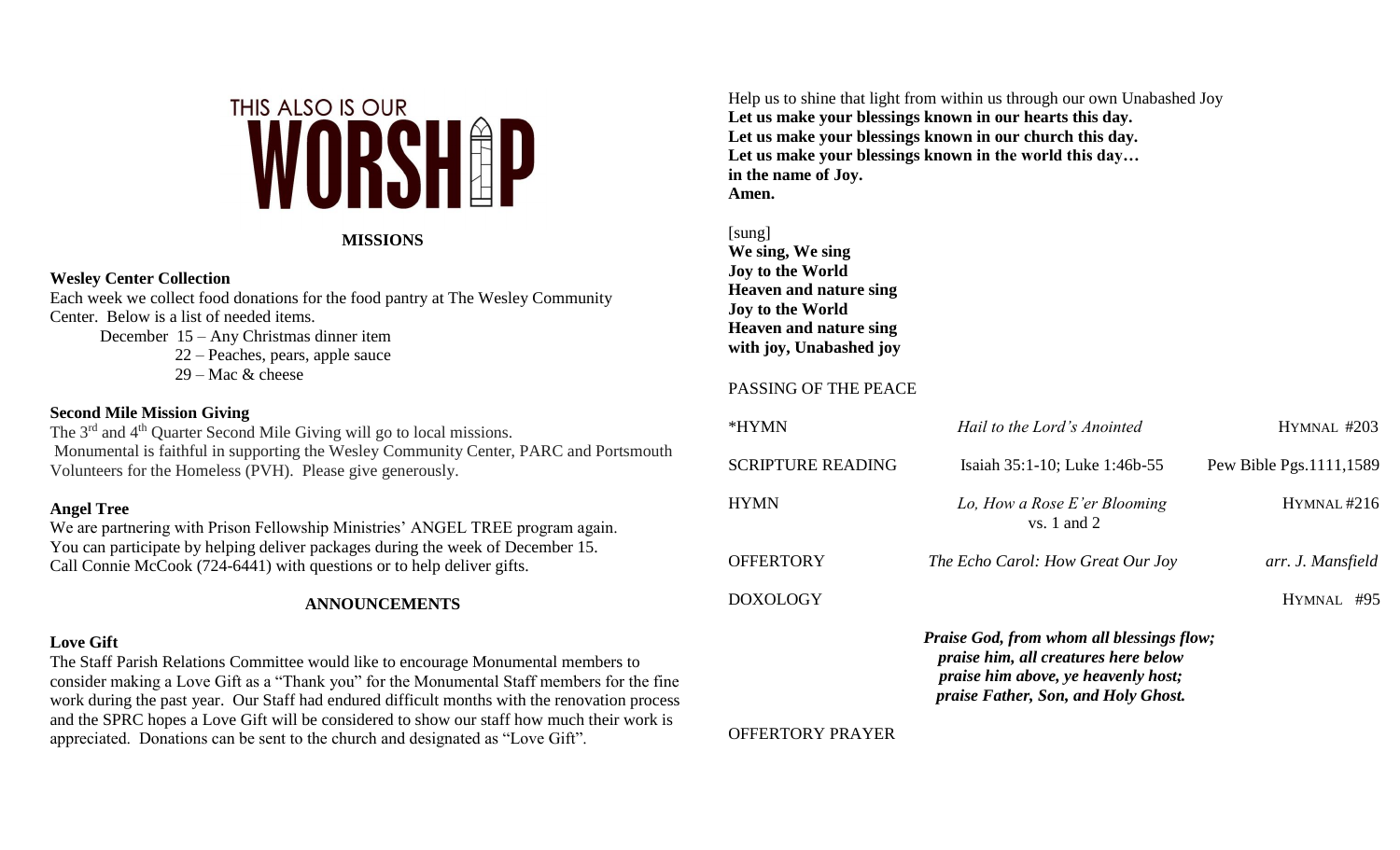# THIS ALSO IS OUR WORSHIP

## MISSIONS

**Wesley Center Collection**

Each week we collect food donations for the food pantry at The Wesley Community Center. Below is a list of needed items.

December 15 – Any Christmas dinner item
22 – Peaches, pears, apple sauce
29 – Mac & cheese

**Second Mile Mission Giving**

The 3rd and 4th Quarter Second Mile Giving will go to local missions.
Monumental is faithful in supporting the Wesley Community Center, PARC and Portsmouth Volunteers for the Homeless (PVH). Please give generously.

**Angel Tree**

We are partnering with Prison Fellowship Ministries' ANGEL TREE program again. You can participate by helping deliver packages during the week of December 15. Call Connie McCook (724-6441) with questions or to help deliver gifts.

## ANNOUNCEMENTS

**Love Gift**

The Staff Parish Relations Committee would like to encourage Monumental members to consider making a Love Gift as a "Thank you" for the Monumental Staff members for the fine work during the past year. Our Staff had endured difficult months with the renovation process and the SPRC hopes a Love Gift will be considered to show our staff how much their work is appreciated. Donations can be sent to the church and designated as "Love Gift".

Help us to shine that light from within us through our own Unabashed Joy
**Let us make your blessings known in our hearts this day.**
**Let us make your blessings known in our church this day.**
**Let us make your blessings known in the world this day…**
**in the name of Joy.**
**Amen.**

[sung]
**We sing, We sing**
**Joy to the World**
**Heaven and nature sing**
**Joy to the World**
**Heaven and nature sing**
**with joy, Unabashed joy**

PASSING OF THE PEACE

| | | |
|---|---|---|
| *HYMN | *Hail to the Lord's Anointed* | HYMNAL #203 |
| SCRIPTURE READING | Isaiah 35:1-10; Luke 1:46b-55 | Pew Bible Pgs.1111,1589 |
| HYMN | *Lo, How a Rose E'er Blooming* vs. 1 and 2 | HYMNAL #216 |
| OFFERTORY | *The Echo Carol: How Great Our Joy* | *arr. J. Mansfield* |
| DOXOLOGY | | HYMNAL #95 |

***Praise God, from whom all blessings flow;***
***praise him, all creatures here below***
***praise him above, ye heavenly host;***
***praise Father, Son, and Holy Ghost.***

OFFERTORY PRAYER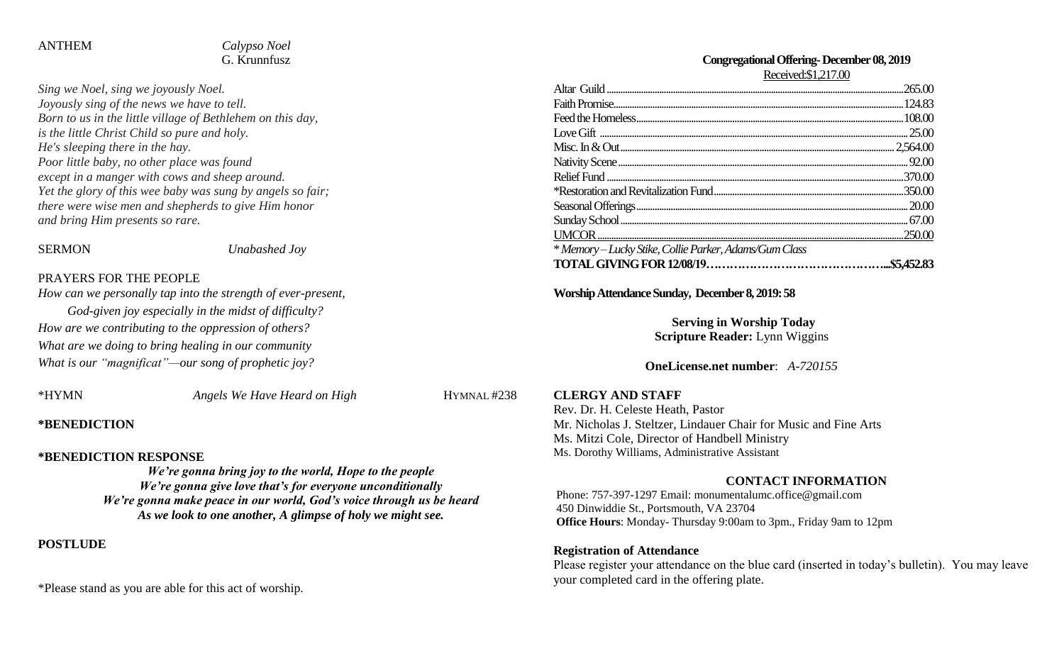ANTHEM *Calypso Noel*
G. Krunnfusz

*Sing we Noel, sing we joyously Noel.*
*Joyously sing of the news we have to tell.*
*Born to us in the little village of Bethlehem on this day,*
*is the little Christ Child so pure and holy.*
*He's sleeping there in the hay.*
*Poor little baby, no other place was found*
*except in a manger with cows and sheep around.*
*Yet the glory of this wee baby was sung by angels so fair;*
*there were wise men and shepherds to give Him honor*
*and bring Him presents so rare.*

SERMON *Unabashed Joy*

PRAYERS FOR THE PEOPLE

*How can we personally tap into the strength of ever-present, God-given joy especially in the midst of difficulty?*
*How are we contributing to the oppression of others?*
*What are we doing to bring healing in our community*
*What is our "magnificat"—our song of prophetic joy?*

*HYMN *Angels We Have Heard on High* HYMNAL #238

**\*BENEDICTION**

**\*BENEDICTION RESPONSE**

***We're gonna bring joy to the world, Hope to the people***
***We're gonna give love that's for everyone unconditionally***
***We're gonna make peace in our world, God's voice through us be heard***
***As we look to one another, A glimpse of holy we might see.***

**POSTLUDE**

*Please stand as you are able for this act of worship.

**Congregational Offering- December 08, 2019**

Received:$1,217.00

| | |
|---|---|
| Altar Guild | 265.00 |
| Faith Promise | 124.83 |
| Feed the Homeless | 108.00 |
| Love Gift | 25.00 |
| Misc. In & Out | 2,564.00 |
| Nativity Scene | 92.00 |
| Relief Fund | 370.00 |
| *Restoration and Revitalization Fund | 350.00 |
| Seasonal Offerings | 20.00 |
| Sunday School | 67.00 |
| UMCOR | 250.00 |

*\* Memory – Lucky Stike, Collie Parker, Adams/Gum Class*

**TOTAL GIVING FOR 12/08/19……………………………………...$5,452.83**

**Worship Attendance Sunday, December 8, 2019: 58**

**Serving in Worship Today**
**Scripture Reader:** Lynn Wiggins

**OneLicense.net number**: *A-720155*

**CLERGY AND STAFF**

Rev. Dr. H. Celeste Heath, Pastor
Mr. Nicholas J. Steltzer, Lindauer Chair for Music and Fine Arts
Ms. Mitzi Cole, Director of Handbell Ministry
Ms. Dorothy Williams, Administrative Assistant

**CONTACT INFORMATION**

Phone: 757-397-1297 Email: monumentalumc.office@gmail.com
450 Dinwiddie St., Portsmouth, VA 23704
**Office Hours**: Monday- Thursday 9:00am to 3pm., Friday 9am to 12pm

**Registration of Attendance**

Please register your attendance on the blue card (inserted in today's bulletin). You may leave your completed card in the offering plate.